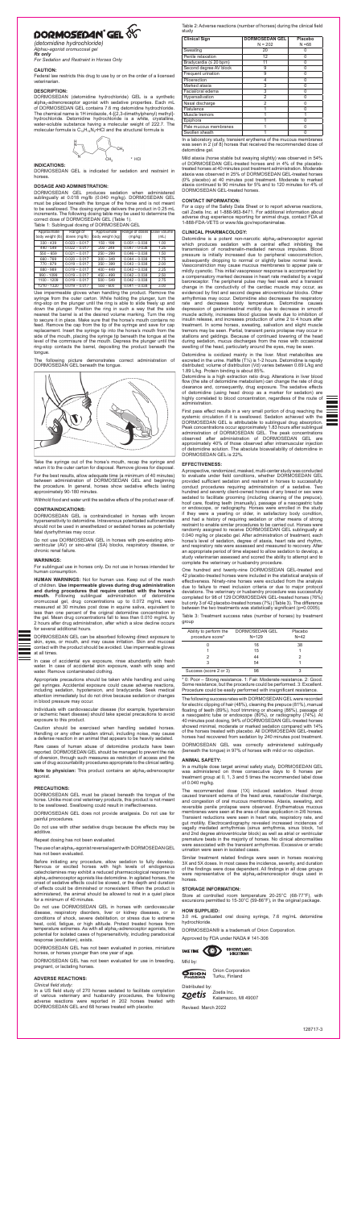# DORMOSEDAN® GEL

*(detomidine hydrochloride)*
*Alpha₂-agonist oromucosal gel*
**Rx only**
*For Sedation and Restraint in Horses Only*

**CAUTION:**
Federal law restricts this drug to use by or on the order of a licensed veterinarian.

**DESCRIPTION:**
DORMOSEDAN (detomidine hydrochloride) GEL is a synthetic alpha₂-adrenoreceptor agonist with sedative properties. Each mL of DORMOSEDAN GEL contains 7.6 mg detomidine hydrochloride. The chemical name is 1H imidazole, 4-[(2,3-dimethylphenyl) methyl]-hydrochloride. Detomidine hydrochloride is a white, crystalline, water-soluble substance having a molecular weight of 222.7. The molecular formula is $C_{12}H_{14}N_2 \cdot HCl$ and the structural formula is

**INDICATIONS:**
DORMOSEDAN GEL is indicated for sedation and restraint in horses.

**DOSAGE AND ADMINISTRATION:**
DORMOSEDAN GEL produces sedation when administered sublingually at 0.018 mg/lb (0.040 mg/kg). DORMOSEDAN GEL must be placed beneath the tongue of the horse and is not meant to be swallowed. The dosing syringe delivers the product in 0.25 mL increments. The following dosing table may be used to determine the correct dose of DORMOSEDAN GEL (Table 1).

Table 1: Sublingual dosing of DORMOSEDAN GEL

| Approximate body weight (lb) | Range of doses (mg/lb) | Approximate body weight (kg) | Range of doses (mg/kg) | Dose Volume (mL) |
|---|---|---|---|---|
| 330 – 439 | 0.023 – 0.017 | 150 – 199 | 0.051 – 0.038 | 1.00 |
| 440 – 549 | 0.022 – 0.017 | 200 – 249 | 0.047 – 0.038 | 1.25 |
| 550 – 659 | 0.021 – 0.017 | 250 – 299 | 0.046 – 0.038 | 1.50 |
| 660 – 769 | 0.020 – 0.017 | 300 – 349 | 0.044 – 0.038 | 1.75 |
| 770 – 879 | 0.019 – 0.017 | 350 – 399 | 0.043 – 0.038 | 2.00 |
| 880 – 989 | 0.019 – 0.017 | 400 – 449 | 0.043 – 0.038 | 2.25 |
| 990 – 1099 | 0.019 – 0.017 | 450 – 499 | 0.042 – 0.038 | 2.50 |
| 1100 – 1209 | 0.019 – 0.017 | 500 – 549 | 0.042 – 0.038 | 2.75 |
| 1210 – 1320 | 0.019 – 0.017 | 550 – 600 | 0.041 – 0.038 | 3.00 |

Use impermeable gloves when handling the product. Remove the syringe from the outer carton. While holding the plunger, turn the ring-stop on the plunger until the ring is able to slide freely up and down the plunger. Position the ring in such a way that the side nearest the barrel is at the desired volume marking. Turn the ring to secure it in place. Make sure that the horse's mouth contains no feed. Remove the cap from the tip of the syringe and save for cap replacement. Insert the syringe tip into the horse's mouth from the side of the mouth, placing the syringe tip beneath the tongue at the level of the commissure of the mouth. Depress the plunger until the ring-stop contacts the barrel, depositing the product beneath the tongue.

The following picture demonstrates correct administration of DORMOSEDAN GEL beneath the tongue.

Take the syringe out of the horse's mouth, recap the syringe and return it to the outer carton for disposal. Remove gloves for disposal.

For the best results, allow adequate time (a minimum of 40 minutes) between administration of DORMOSEDAN GEL and beginning the procedure. In general, horses show sedative effects lasting approximately 90-180 minutes.

Withhold food and water until the sedative effects of the product wear off.

**CONTRAINDICATIONS:**
DORMOSEDAN GEL is contraindicated in horses with known hypersensitivity to detomidine. Intravenous potentiated sulfonamides should not be used in anesthetized or sedated horses as potentially fatal dysrhythmias may occur.

Do not use DORMOSEDAN GEL in horses with pre-existing atrio-ventricular (AV) or sino-atrial (SA) blocks, respiratory disease, or chronic renal failure.

**WARNINGS:**
For sublingual use in horses only. Do not use in horses intended for human consumption.

**HUMAN WARNINGS:** Not for human use. Keep out of the reach of children. **Use impermeable gloves during drug administration and during procedures that require contact with the horse's mouth.** Following sublingual administration of detomidine oromucosal gel, drug concentrations up to 0.072 mg/mL were measured at 30 minutes post dose in equine saliva, equivalent to less than one percent of the original detomidine concentration in the gel. Mean drug concentrations fell to less than 0.010 mg/mL by 2 hours after drug administration, after which a slow decline occurs for several additional hours.

DORMOSEDAN GEL can be absorbed following direct exposure to skin, eyes, or mouth, and may cause irritation. Skin and mucosal contact with the product should be avoided. Use impermeable gloves at all times.

In case of accidental eye exposure, rinse abundantly with fresh water. In case of accidental skin exposure, wash with soap and water. Remove contaminated clothing.

Appropriate precautions should be taken while handling and using gel syringes. Accidental exposure could cause adverse reactions, including sedation, hypotension, and bradycardia. Seek medical attention immediately but do not drive because sedation or changes in blood pressure may occur.

Individuals with cardiovascular disease (for example, hypertension or ischemic heart disease) should take special precautions to avoid exposure to this product.

Caution should be exercised when handling sedated horses. Handling or any other sudden stimuli, including noise, may cause a defense reaction in an animal that appears to be heavily sedated.

Rare cases of human abuse of detomidine products have been reported. DORMOSEDAN GEL should be managed to prevent the risk of diversion, through such measures as restriction of access and the use of drug accountability procedures appropriate to the clinical setting.

**Note to physician:** This product contains an alpha₂-adrenoceptor agonist.

**PRECAUTIONS:**
DORMOSEDAN GEL must be placed beneath the tongue of the horse. Unlike most oral veterinary products, this product is not meant to be swallowed. Swallowing could result in ineffectiveness.

DORMOSEDAN GEL does not provide analgesia. Do not use for painful procedures.

Do not use with other sedative drugs because the effects may be additive.

Repeat dosing has not been evaluated.

The use of an alpha₂-agonist reversal agent with DORMOSEDAN GEL has not been evaluated.

Before initiating any procedure, allow sedation to fully develop. Nervous or excited horses with high levels of endogenous catecholamines may exhibit a reduced pharmacological response to alpha₂-adrenoceptor agonists like detomidine. In agitated horses, the onset of sedative effects could be slowed, or the depth and duration of effects could be diminished or nonexistent. When the product is administered, the animal should be allowed to rest in a quiet place for a minimum of 40 minutes.

Do not use DORMOSEDAN GEL in horses with cardiovascular disease, respiratory disorders, liver or kidney diseases, or in conditions of shock, severe debilitation, or stress due to extreme heat, cold, fatigue, or high altitude. Protect treated horses from temperature extremes. As with all alpha₂-adrenoceptor agonists, the potential for isolated cases of hypersensitivity, including paradoxical response (excitation), exists.

DORMOSEDAN GEL has not been evaluated in ponies, miniature horses, or horses younger than one year of age.

DORMOSEDAN GEL has not been evaluated for use in breeding, pregnant, or lactating horses.

**ADVERSE REACTIONS:**
*Clinical field study:*
In a US field study of 270 horses sedated to facilitate completion of various veterinary and husbandry procedures, the following adverse reactions were reported in 202 horses treated with DORMOSEDAN GEL and 68 horses treated with placebo:

Table 2: Adverse reactions (number of horses) during the clinical field study

| Clinical Sign | DORMOSEDAN GEL N = 202 | Placebo N =68 |
|---|---|---|
| Sweating | 20 | 0 |
| Penile relaxation | 12 | 0 |
| Bradycardia (≤ 20 bpm) | 11 | 0 |
| Second degree AV block | 9 | 0 |
| Frequent urination | 9 | 0 |
| Piloerection | 4 | 0 |
| Marked ataxia | 3 | 0 |
| Facial/oral edema | 3 | 0 |
| Hypersalivation | 2 | 1 |
| Nasal discharge | 2 | 0 |
| Flatulence | 1 | 0 |
| Muscle tremors | 1 | 1 |
| Epiphora | 1 | 0 |
| Pale mucous membranes | 1 | 0 |
| Swollen sheath | 1 | 0 |

In a laboratory study, transient erythema of the mucous membranes was seen in 2 (of 8) horses that received the recommended dose of detomidine gel.

Mild ataxia (horse stable but swaying slightly) was observed in 54% of DORMOSEDAN GEL-treated horses and in 4% of the placebo-treated horses at 40 minutes post treatment administration. Moderate ataxia was observed in 25% of DORMOSEDAN GEL-treated horses (0% placebo) at 40 minutes post treatment. Moderate to marked ataxia continued to 90 minutes for 5% and to 120 minutes for 4% of DORMOSEDAN GEL-treated horses.

**CONTACT INFORMATION:**
For a copy of the Safety Data Sheet or to report adverse reactions, call Zoetis Inc. at 1-888-963-8471. For additional information about adverse drug experience reporting for animal drugs, contact FDA at 1-888-FDA-VETS or www.fda.gov/reportanimalae.

**CLINICAL PHARMACOLOGY:**
Detomidine is a potent non-narcotic alpha₂-adrenoceptor agonist which produces sedation with a central effect inhibiting the transmission of noradrenalin-mediated nervous impulses. Blood pressure is initially increased due to peripheral vasoconstriction, subsequently dropping to normal or slightly below normal levels. Vasoconstriction may cause mucous membranes to appear pale or mildly cyanotic. This initial vasopressor response is accompanied by a compensatory marked decrease in heart rate mediated by a vagal baroreceptor. The peripheral pulse may feel weak and a transient change in the conductivity of the cardiac muscle may occur, as evidenced by first and second degree atrioventricular blocks. Other arrhythmias may occur. Detomidine also decreases the respiratory rate and decreases body temperature. Detomidine causes depression of gastrointestinal motility due to decrease in smooth muscle activity, increases blood glucose levels due to inhibition of insulin release, and increases production of urine 2 to 4 hours after treatment. In some horses, sweating, salivation and slight muscle tremors may be seen. Partial, transient penis prolapse may occur in stallions and geldings. Because of continued lowering of the head during sedation, mucus discharges from the nose with occasional swelling of the head, particularly around the eyes, may be seen.

Detomidine is oxidized mainly in the liver. Most metabolites are excreted in the urine. Half-life ($T_{1/2}$) is 1-2 hours. Detomidine is rapidly distributed; volume of distribution (Vd) varies between 0.69 L/kg and 1.89 L/kg. Protein binding is about 85%.

Detomidine is a high extraction ratio drug. Alterations in liver blood flow (the site of detomidine metabolism) can change the rate of drug clearance and, consequently, drug exposure. The sedative effects of detomidine (using head droop as a marker for sedation) are highly correlated to blood concentration, regardless of the route of administration.

First pass effect results in a very small portion of drug reaching the systemic circulation if it is swallowed. Sedation achieved with the DORMOSEDAN GEL is attributable to sublingual drug absorption. Peak concentrations occur approximately 1.83 hours after sublingual administration of DORMOSEDAN GEL. The peak concentrations observed after administration of DORMOSEDAN GEL are approximately 40% of those observed after intramuscular injection of detomidine solution. The absolute bioavailability of detomidine in DORMOSEDAN GEL is 22%.

**EFFECTIVENESS:**
A prospective, randomized, masked, multi-center study was conducted to evaluate under field conditions, whether DORMOSEDAN GEL provided sufficient sedation and restraint in horses to successfully conduct procedures requiring administration of a sedative. Two hundred and seventy client-owned horses of any breed or sex were sedated to facilitate grooming (including cleaning of the prepuce), hoof care, floating teeth (manually), passage of a nasogastric tube or endoscope, or radiography. Horses were enrolled in the study if they were a yearling or older, in satisfactory body condition, and had a history of requiring sedation or other means of strong restraint to enable similar procedures to be carried out. Horses were randomly assigned to receive DORMOSEDAN GEL sublingually at 0.040 mg/kg or placebo gel. After administration of treatment, each horse's level of sedation, degree of ataxia, heart rate and rhythm, and respiratory rate were assessed and measured to recovery. After an appropriate period of time elapsed to allow sedation to develop, a study veterinarian assessed and scored the ability to attempt and to complete the veterinary or husbandry procedure.

One hundred and twenty-nine DORMOSEDAN GEL-treated and 42 placebo-treated horses were included in the statistical analysis of effectiveness. Ninety-nine horses were excluded from the analysis due to failure to meet inclusion criteria or due to major protocol deviations. The veterinary or husbandry procedure was successfully completed for 98 of 129 DORMOSEDAN GEL-treated horses (76%) but only 3 of 42 placebo-treated horses (7%) (Table 3). The difference between the two treatments was statistically significant (p=0.0005).

Table 3: Treatment success rates (number of horses) by treatment group

| Ability to perform the procedure score* | DORMOSEDAN GEL N=129 | Placebo N=42 |
|---|---|---|
| 0 | 16 | 36 |
| 1 | 15 | 1 |
| 2 | 44 | 2 |
| 3 | 54 | 3 |
| Success (score 2 or 3) | 98 | 3 |

\* 0. Poor – Strong resistance. 1. Fair: Moderate resistance. 2. Good: Some resistance, but the procedure could be performed. 3. Excellent: Procedure could be easily performed with insignificant resistance.

The following success rates with DORMOSEDAN GEL were recorded for electric clipping of hair (48%), cleaning the prepuce (81%), manual floating of teeth (69%), hoof trimming or shoeing (88%), passage of a nasogastric tube or endoscope (80%), or radiography (74%). At 40 minutes post dosing, 94% of DORMOSEDAN GEL-treated horses showed minimal, moderate or marked sedation compared with 14% of the horses treated with placebo. All DORMOSEDAN GEL-treated horses had recovered from sedation by 240 minutes post treatment.

DORMOSEDAN GEL was correctly administered sublingually (beneath the tongue) in 97% of horses with mild or no objection.

**ANIMAL SAFETY:**
In a multiple dose target animal safety study, DORMOSEDAN GEL was administered on three consecutive days to 6 horses per treatment group at 0, 1, 3 and 5 times the recommended label dose of 0.040 mg/kg.

The recommended dose (1X) induced sedation. Head droop caused transient edema of the head area, nasal/ocular discharge, and congestion of oral mucous membranes. Ataxia, sweating, and reversible penile prolapse were observed. Erythematous mucous membranes were seen at the area of dose application in 2/6 horses. Transient reductions were seen in heart rate, respiratory rate, and gut motility. Electrocardiography revealed increased incidences of vagally mediated arrhythmias (sinus arrhythmia, sinus block, 1st and 2nd degree atrioventricular block) as well as atrial or ventricular premature beats in the majority of horses. No clinical abnormalities were associated with the transient arrhythmias. Excessive or erratic urination were seen in isolated cases.

Similar treatment related findings were seen in horses receiving 3X and 5X doses. In most cases the incidence, severity, and duration of the findings were dose dependent. All findings in all dose groups were representative of the alpha₂-adrenoreceptor drugs used in horses.

**STORAGE INFORMATION:**
Store at controlled room temperature 20-25°C (68-77°F), with excursions permitted to 15-30°C (59-86°F), in the original package.

**HOW SUPPLIED:**
3.0 mL graduated oral dosing syringe, 7.6 mg/mL detomidine hydrochloride.

DORMOSEDAN® is a trademark of Orion Corporation.

Approved by FDA under NADA # 141-306

Mfd by:
Orion Corporation
Turku, Finland

Distributed by:
Zoetis Inc.
Kalamazoo, MI 49007

Revised: March 2022

128717-3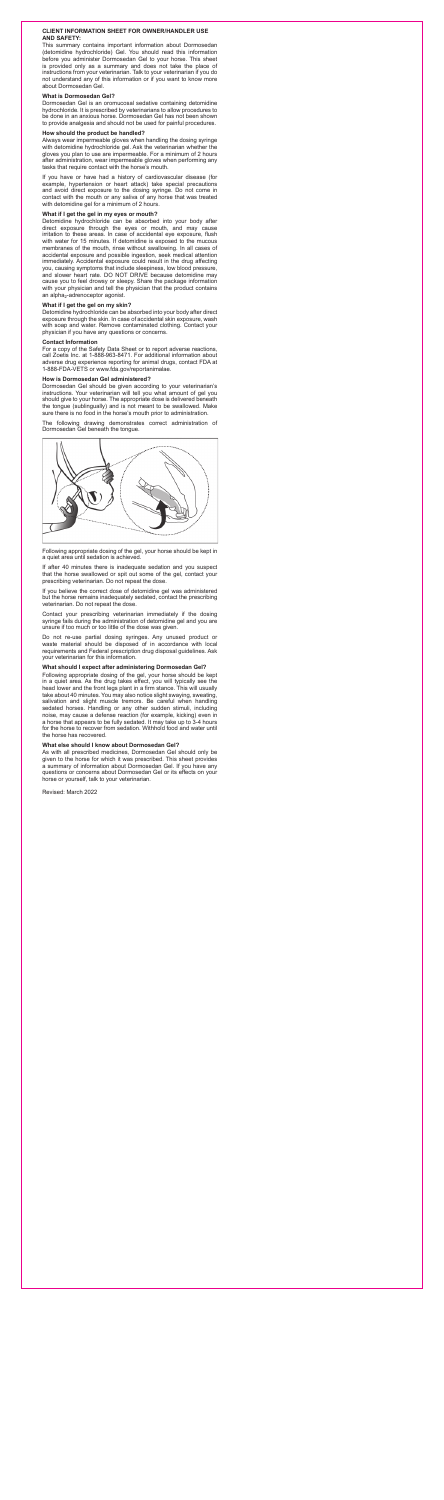**CLIENT INFORMATION SHEET FOR OWNER/HANDLER USE AND SAFETY:**

This summary contains important information about Dormosedan (detomidine hydrochloride) Gel. You should read this information before you administer Dormosedan Gel to your horse. This sheet is provided only as a summary and does not take the place of instructions from your veterinarian. Talk to your veterinarian if you do not understand any of this information or if you want to know more about Dormosedan Gel.

**What is Dormosedan Gel?**

Dormosedan Gel is an oromucosal sedative containing detomidine hydrochloride. It is prescribed by veterinarians to allow procedures to be done in an anxious horse. Dormosedan Gel has not been shown to provide analgesia and should not be used for painful procedures.

**How should the product be handled?**

Always wear impermeable gloves when handling the dosing syringe with detomidine hydrochloride gel. Ask the veterinarian whether the gloves you plan to use are impermeable. For a minimum of 2 hours after administration, wear impermeable gloves when performing any tasks that require contact with the horse's mouth.

If you have or have had a history of cardiovascular disease (for example, hypertension or heart attack) take special precautions and avoid direct exposure to the dosing syringe. Do not come in contact with the mouth or any saliva of any horse that was treated with detomidine gel for a minimum of 2 hours.

**What if I get the gel in my eyes or mouth?**

Detomidine hydrochloride can be absorbed into your body after direct exposure through the eyes or mouth, and may cause irritation to these areas. In case of accidental eye exposure, flush with water for 15 minutes. If detomidine is exposed to the mucous membranes of the mouth, rinse without swallowing. In all cases of accidental exposure and possible ingestion, seek medical attention immediately. Accidental exposure could result in the drug affecting you, causing symptoms that include sleepiness, low blood pressure, and slower heart rate. DO NOT DRIVE because detomidine may cause you to feel drowsy or sleepy. Share the package information with your physician and tell the physician that the product contains an alpha$_2$-adrenoceptor agonist.

**What if I get the gel on my skin?**

Detomidine hydrochloride can be absorbed into your body after direct exposure through the skin. In case of accidental skin exposure, wash with soap and water. Remove contaminated clothing. Contact your physician if you have any questions or concerns.

**Contact Information**

For a copy of the Safety Data Sheet or to report adverse reactions, call Zoetis Inc. at 1-888-963-8471. For additional information about adverse drug experience reporting for animal drugs, contact FDA at 1-888-FDA-VETS or www.fda.gov/reportanimalae.

**How is Dormosedan Gel administered?**

Dormosedan Gel should be given according to your veterinarian's instructions. Your veterinarian will tell you what amount of gel you should give to your horse. The appropriate dose is delivered beneath the tongue (sublingually) and is not meant to be swallowed. Make sure there is no food in the horse's mouth prior to administration.

The following drawing demonstrates correct administration of Dormosedan Gel beneath the tongue.

Following appropriate dosing of the gel, your horse should be kept in a quiet area until sedation is achieved.

If after 40 minutes there is inadequate sedation and you suspect that the horse swallowed or spit out some of the gel, contact your prescribing veterinarian. Do not repeat the dose.

If you believe the correct dose of detomidine gel was administered but the horse remains inadequately sedated, contact the prescribing veterinarian. Do not repeat the dose.

Contact your prescribing veterinarian immediately if the dosing syringe fails during the administration of detomidine gel and you are unsure if too much or too little of the dose was given.

Do not re-use partial dosing syringes. Any unused product or waste material should be disposed of in accordance with local requirements and Federal prescription drug disposal guidelines. Ask your veterinarian for this information.

**What should I expect after administering Dormosedan Gel?**

Following appropriate dosing of the gel, your horse should be kept in a quiet area. As the drug takes effect, you will typically see the head lower and the front legs plant in a firm stance. This will usually take about 40 minutes. You may also notice slight swaying, sweating, salivation and slight muscle tremors. Be careful when handling sedated horses. Handling or any other sudden stimuli, including noise, may cause a defense reaction (for example, kicking) even in a horse that appears to be fully sedated. It may take up to 3-4 hours for the horse to recover from sedation. Withhold food and water until the horse has recovered.

**What else should I know about Dormosedan Gel?**

As with all prescribed medicines, Dormosedan Gel should only be given to the horse for which it was prescribed. This sheet provides a summary of information about Dormosedan Gel. If you have any questions or concerns about Dormosedan Gel or its effects on your horse or yourself, talk to your veterinarian.

Revised: March 2022